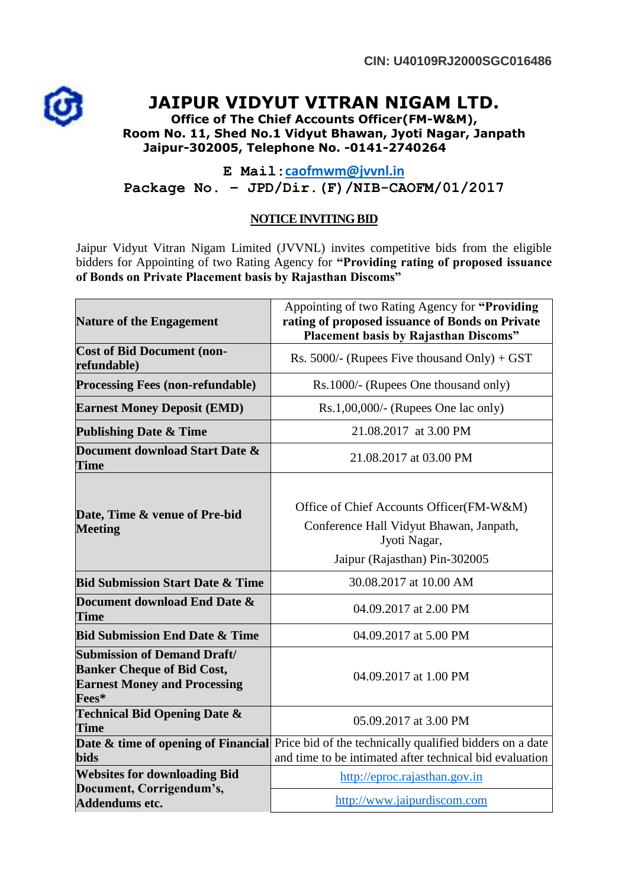CIN: U40109RJ2000SGC016486

# JAIPUR VIDYUT VITRAN NIGAM LTD.

**Office of The Chief Accounts Officer(FM-W&M),**
**Room No. 11, Shed No.1 Vidyut Bhawan, Jyoti Nagar, Janpath**
**Jaipur-302005, Telephone No. -0141-2740264**

**E Mail:** caofmwm@jvvnl.in
**Package No. – JPD/Dir.(F)/NIB-CAOFM/01/2017**

## NOTICE INVITING BID

Jaipur Vidyut Vitran Nigam Limited (JVVNL) invites competitive bids from the eligible bidders for Appointing of two Rating Agency for **"Providing rating of proposed issuance of Bonds on Private Placement basis by Rajasthan Discoms"**

| | |
|---|---|
| **Nature of the Engagement** | Appointing of two Rating Agency for **"Providing rating of proposed issuance of Bonds on Private Placement basis by Rajasthan Discoms"** |
| **Cost of Bid Document (non-refundable)** | Rs. 5000/- (Rupees Five thousand Only) + GST |
| **Processing Fees (non-refundable)** | Rs.1000/- (Rupees One thousand only) |
| **Earnest Money Deposit (EMD)** | Rs.1,00,000/- (Rupees One lac only) |
| **Publishing Date & Time** | 21.08.2017 at 3.00 PM |
| **Document download Start Date & Time** | 21.08.2017 at 03.00 PM |
| **Date, Time & venue of Pre-bid Meeting** | Office of Chief Accounts Officer(FM-W&M) Conference Hall Vidyut Bhawan, Janpath, Jyoti Nagar, Jaipur (Rajasthan) Pin-302005 |
| **Bid Submission Start Date & Time** | 30.08.2017 at 10.00 AM |
| **Document download End Date & Time** | 04.09.2017 at 2.00 PM |
| **Bid Submission End Date & Time** | 04.09.2017 at 5.00 PM |
| **Submission of Demand Draft/ Banker Cheque of Bid Cost, Earnest Money and Processing Fees*** | 04.09.2017 at 1.00 PM |
| **Technical Bid Opening Date & Time** | 05.09.2017 at 3.00 PM |
| **Date & time of opening of Financial bids** | Price bid of the technically qualified bidders on a date and time to be intimated after technical bid evaluation |
| **Websites for downloading Bid Document, Corrigendum's, Addendums etc.** | http://eproc.rajasthan.gov.in<br>http://www.jaipurdiscom.com |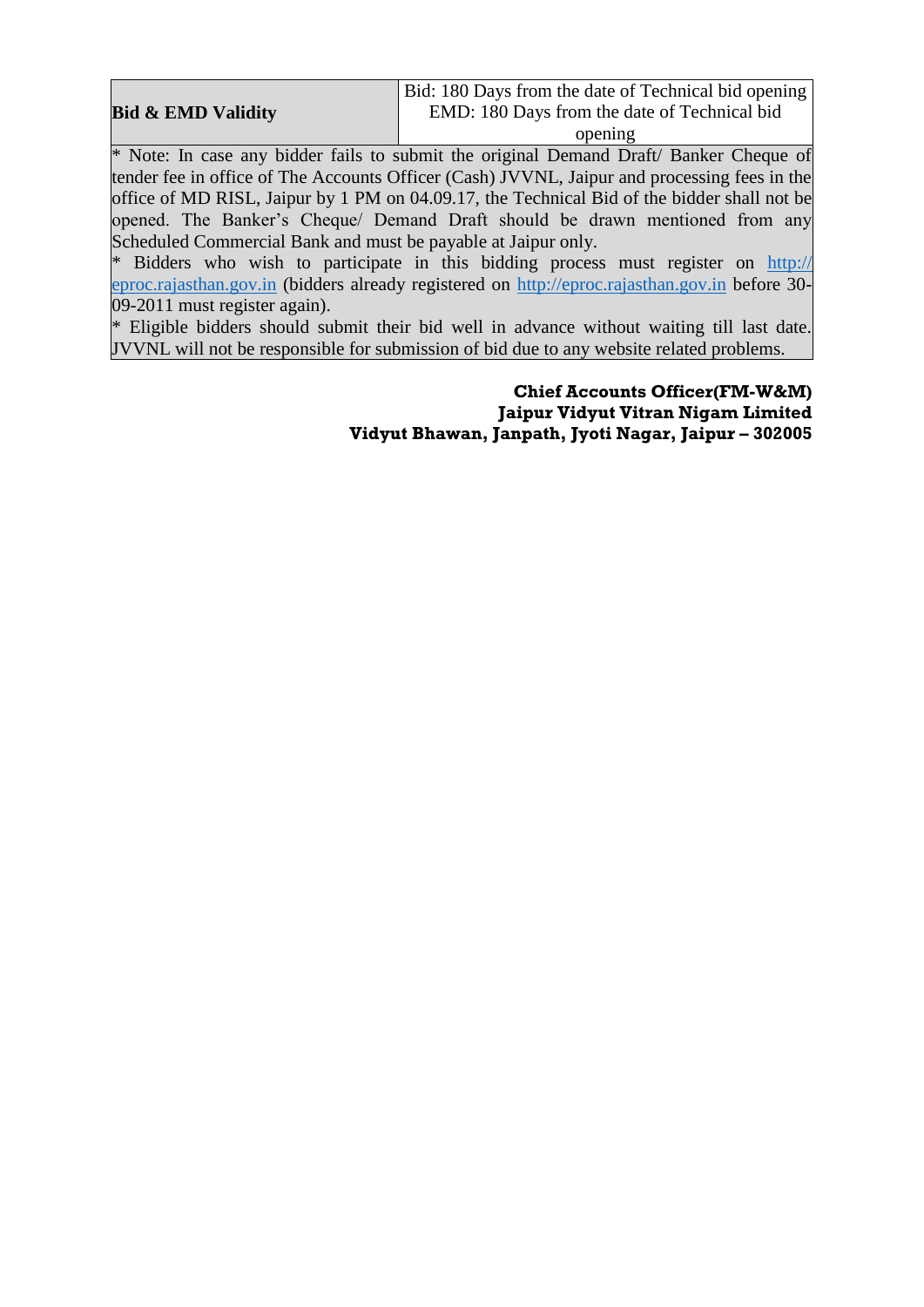| | |
|---|---|
| **Bid & EMD Validity** | Bid: 180 Days from the date of Technical bid opening<br>EMD: 180 Days from the date of Technical bid opening |

* Note: In case any bidder fails to submit the original Demand Draft/ Banker Cheque of tender fee in office of The Accounts Officer (Cash) JVVNL, Jaipur and processing fees in the office of MD RISL, Jaipur by 1 PM on 04.09.17, the Technical Bid of the bidder shall not be opened. The Banker's Cheque/ Demand Draft should be drawn mentioned from any Scheduled Commercial Bank and must be payable at Jaipur only.

* Bidders who wish to participate in this bidding process must register on http://eproc.rajasthan.gov.in (bidders already registered on http://eproc.rajasthan.gov.in before 30-09-2011 must register again).

* Eligible bidders should submit their bid well in advance without waiting till last date. JVVNL will not be responsible for submission of bid due to any website related problems.

**Chief Accounts Officer(FM-W&M)**
**Jaipur Vidyut Vitran Nigam Limited**
**Vidyut Bhawan, Janpath, Jyoti Nagar, Jaipur – 302005**